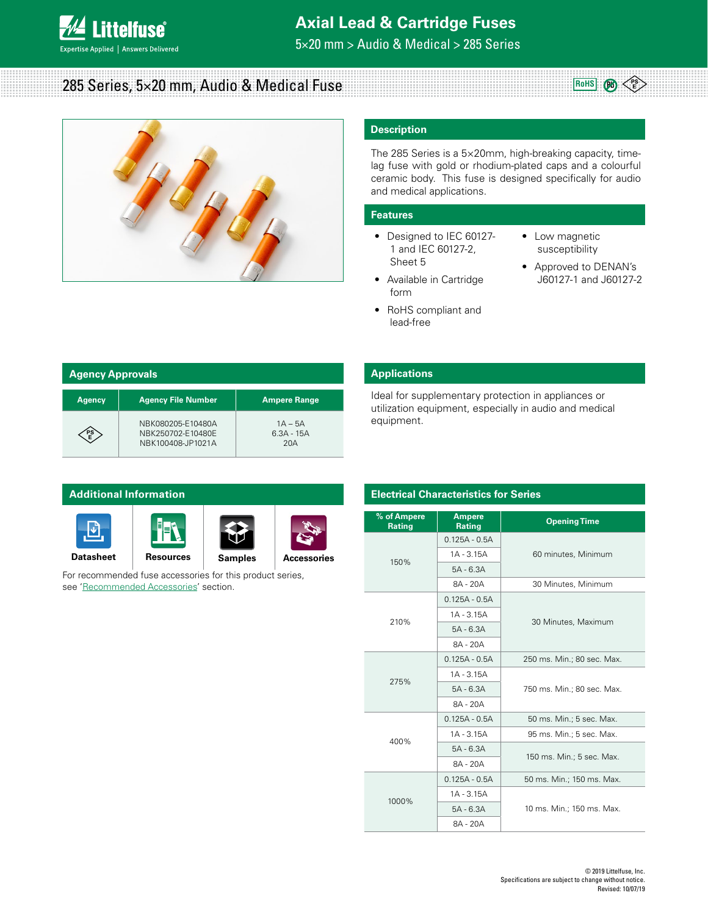# Axial Lead & Cartridge Fuses

5×20 mm > Audio & Medical > 285 Series

## 285 Series, 5×20 mm, Audio & Medical Fuse

### Description

The 285 Series is a 5×20mm, high-breaking capacity, time-lag fuse with gold or rhodium-plated caps and a colourful ceramic body. This fuse is designed specifically for audio and medical applications.

### Features

- Designed to IEC 60127-1 and IEC 60127-2, Sheet 5
- Available in Cartridge form
- RoHS compliant and lead-free
- Low magnetic susceptibility
- Approved to DENAN's J60127-1 and J60127-2

### Agency Approvals

| Agency | Agency File Number | Ampere Range |
|---|---|---|
| PSE | NBK080205-E10480A<br>NBK250702-E10480E<br>NBK100408-JP1021A | 1A – 5A<br>6.3A - 15A<br>20A |

### Applications

Ideal for supplementary protection in appliances or utilization equipment, especially in audio and medical equipment.

### Additional Information

Datasheet | Resources | Samples | Accessories

For recommended fuse accessories for this product series, see 'Recommended Accessories' section.

### Electrical Characteristics for Series

| % of Ampere Rating | Ampere Rating | Opening Time |
|---|---|---|
| 150% | 0.125A - 0.5A | 60 minutes, Minimum |
| | 1A - 3.15A | 60 minutes, Minimum |
| | 5A - 6.3A | 60 minutes, Minimum |
| | 8A - 20A | 30 Minutes, Minimum |
| 210% | 0.125A - 0.5A | 30 Minutes, Maximum |
| | 1A - 3.15A | 30 Minutes, Maximum |
| | 5A - 6.3A | 30 Minutes, Maximum |
| | 8A - 20A | 30 Minutes, Maximum |
| 275% | 0.125A - 0.5A | 250 ms. Min.; 80 sec. Max. |
| | 1A - 3.15A | 750 ms. Min.; 80 sec. Max. |
| | 5A - 6.3A | 750 ms. Min.; 80 sec. Max. |
| | 8A - 20A | 750 ms. Min.; 80 sec. Max. |
| 400% | 0.125A - 0.5A | 50 ms. Min.; 5 sec. Max. |
| | 1A - 3.15A | 95 ms. Min.; 5 sec. Max. |
| | 5A - 6.3A | 150 ms. Min.; 5 sec. Max. |
| | 8A - 20A | 150 ms. Min.; 5 sec. Max. |
| 1000% | 0.125A - 0.5A | 50 ms. Min.; 150 ms. Max. |
| | 1A - 3.15A | 10 ms. Min.; 150 ms. Max. |
| | 5A - 6.3A | 10 ms. Min.; 150 ms. Max. |
| | 8A - 20A | 10 ms. Min.; 150 ms. Max. |

© 2019 Littelfuse, Inc.
Specifications are subject to change without notice.
Revised: 10/07/19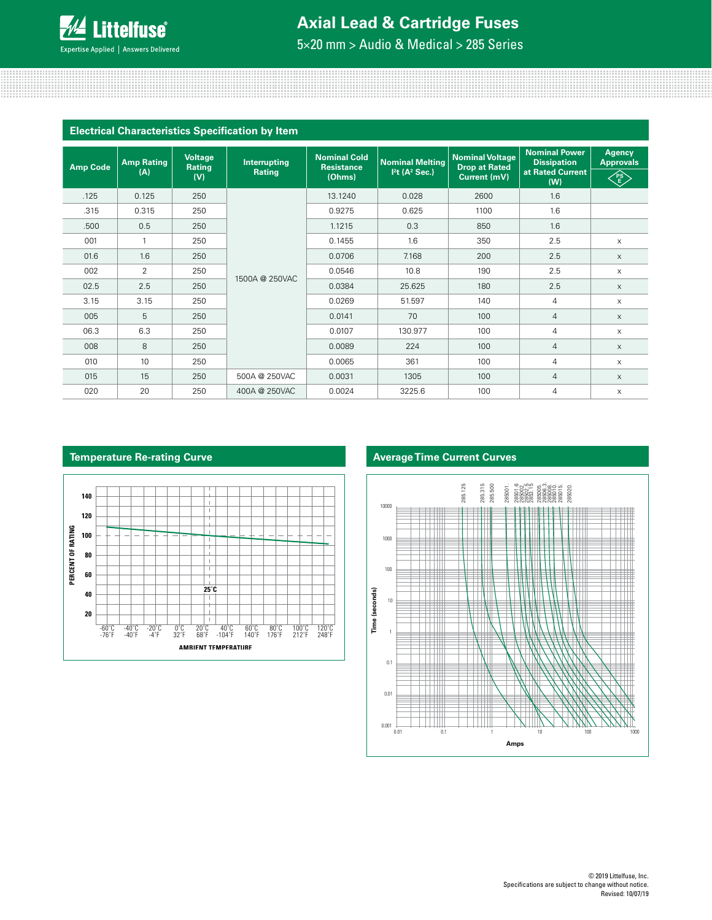## Electrical Characteristics Specification by Item

| Amp Code | Amp Rating (A) | Voltage Rating (V) | Interrupting Rating | Nominal Cold Resistance (Ohms) | Nominal Melting I²t (A² Sec.) | Nominal Voltage Drop at Rated Current (mV) | Nominal Power Dissipation at Rated Current (W) | Agency Approvals PSE |
|---|---|---|---|---|---|---|---|---|
| .125 | 0.125 | 250 | 1500A @ 250VAC | 13.1240 | 0.028 | 2600 | 1.6 | |
| .315 | 0.315 | 250 | 1500A @ 250VAC | 0.9275 | 0.625 | 1100 | 1.6 | |
| .500 | 0.5 | 250 | 1500A @ 250VAC | 1.1215 | 0.3 | 850 | 1.6 | |
| 001 | 1 | 250 | 1500A @ 250VAC | 0.1455 | 1.6 | 350 | 2.5 | x |
| 01.6 | 1.6 | 250 | 1500A @ 250VAC | 0.0706 | 7.168 | 200 | 2.5 | x |
| 002 | 2 | 250 | 1500A @ 250VAC | 0.0546 | 10.8 | 190 | 2.5 | x |
| 02.5 | 2.5 | 250 | 1500A @ 250VAC | 0.0384 | 25.625 | 180 | 2.5 | x |
| 3.15 | 3.15 | 250 | 1500A @ 250VAC | 0.0269 | 51.597 | 140 | 4 | x |
| 005 | 5 | 250 | 1500A @ 250VAC | 0.0141 | 70 | 100 | 4 | x |
| 06.3 | 6.3 | 250 | 1500A @ 250VAC | 0.0107 | 130.977 | 100 | 4 | x |
| 008 | 8 | 250 | 1500A @ 250VAC | 0.0089 | 224 | 100 | 4 | x |
| 010 | 10 | 250 | 1500A @ 250VAC | 0.0065 | 361 | 100 | 4 | x |
| 015 | 15 | 250 | 500A @ 250VAC | 0.0031 | 1305 | 100 | 4 | x |
| 020 | 20 | 250 | 400A @ 250VAC | 0.0024 | 3225.6 | 100 | 4 | x |

## Temperature Re-rating Curve

## Average Time Current Curves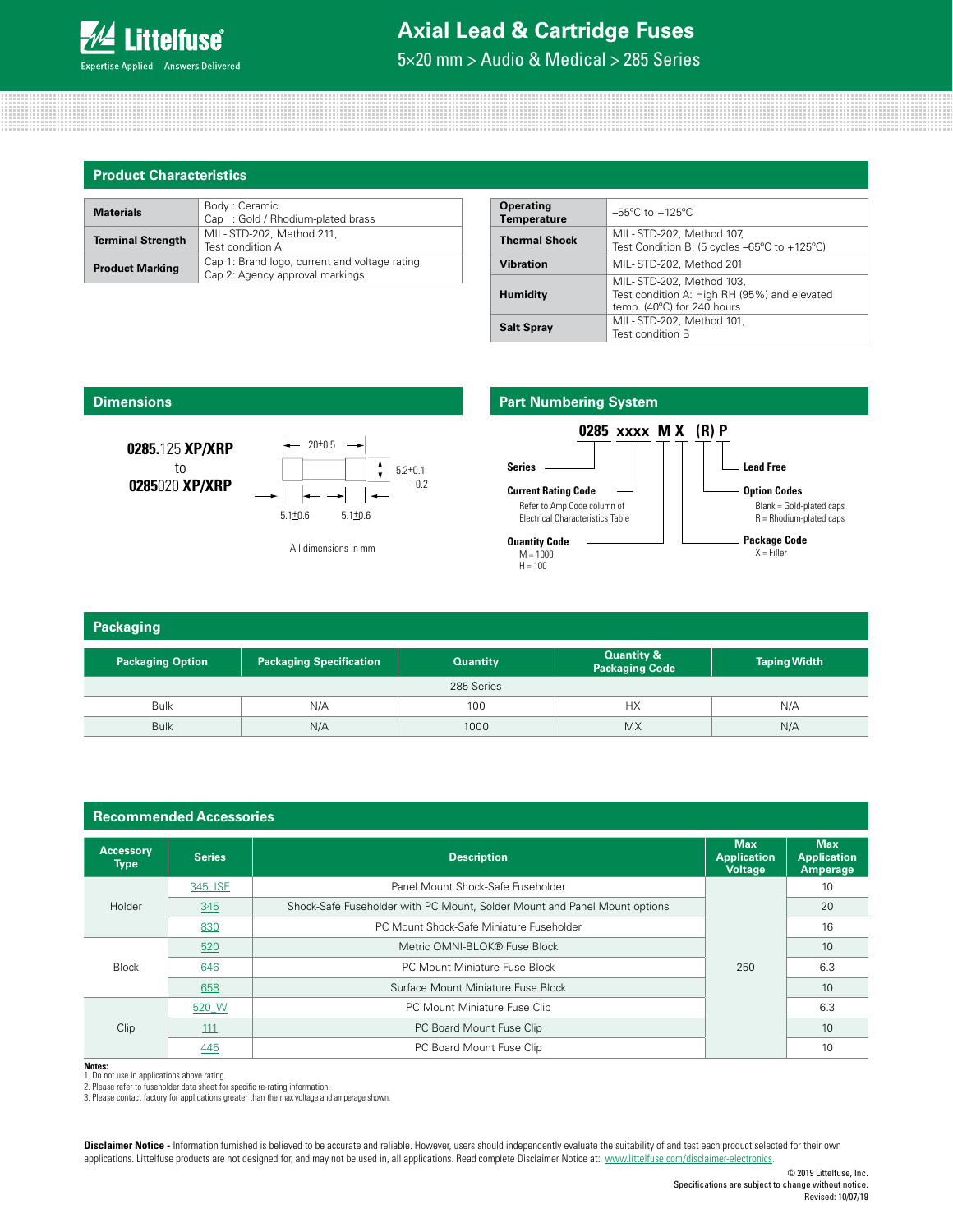# Axial Lead & Cartridge Fuses

5×20 mm > Audio & Medical > 285 Series

## Product Characteristics

| | |
|---|---|
| **Materials** | Body : Ceramic<br>Cap : Gold / Rhodium-plated brass |
| **Terminal Strength** | MIL-STD-202, Method 211, Test condition A |
| **Product Marking** | Cap 1: Brand logo, current and voltage rating<br>Cap 2: Agency approval markings |

| | |
|---|---|
| **Operating Temperature** | –55°C to +125°C |
| **Thermal Shock** | MIL-STD-202, Method 107, Test Condition B: (5 cycles –65°C to +125°C) |
| **Vibration** | MIL-STD-202, Method 201 |
| **Humidity** | MIL-STD-202, Method 103, Test condition A: High RH (95%) and elevated temp. (40°C) for 240 hours |
| **Salt Spray** | MIL-STD-202, Method 101, Test condition B |

## Dimensions

**0285**.125 **XP/XRP** to **0285**020 **XP/XRP**

20±0.5

5.2+0.1 -0.2

5.1±0.6

5.1±0.6

All dimensions in mm

## Part Numbering System

**0285 xxxx M X (R) P**

- **Series**
- **Current Rating Code** – Refer to Amp Code column of Electrical Characteristics Table
- **Quantity Code** – M = 1000, H = 100
- **Lead Free**
- **Option Codes** – Blank = Gold-plated caps, R = Rhodium-plated caps
- **Package Code** – X = Filler

## Packaging

| Packaging Option | Packaging Specification | Quantity | Quantity & Packaging Code | Taping Width |
|---|---|---|---|---|
| 285 Series | | | | |
| Bulk | N/A | 100 | HX | N/A |
| Bulk | N/A | 1000 | MX | N/A |

## Recommended Accessories

| Accessory Type | Series | Description | Max Application Voltage | Max Application Amperage |
|---|---|---|---|---|
| Holder | 345_ISF | Panel Mount Shock-Safe Fuseholder | 250 | 10 |
| | 345 | Shock-Safe Fuseholder with PC Mount, Solder Mount and Panel Mount options | | 20 |
| | 830 | PC Mount Shock-Safe Miniature Fuseholder | | 16 |
| Block | 520 | Metric OMNI-BLOK® Fuse Block | | 10 |
| | 646 | PC Mount Miniature Fuse Block | | 6.3 |
| | 658 | Surface Mount Miniature Fuse Block | | 10 |
| Clip | 520_W | PC Mount Miniature Fuse Clip | | 6.3 |
| | 111 | PC Board Mount Fuse Clip | | 10 |
| | 445 | PC Board Mount Fuse Clip | | 10 |

**Notes:**
1. Do not use in applications above rating.
2. Please refer to fuseholder data sheet for specific re-rating information.
3. Please contact factory for applications greater than the max voltage and amperage shown.

**Disclaimer Notice -** Information furnished is believed to be accurate and reliable. However, users should independently evaluate the suitability of and test each product selected for their own applications. Littelfuse products are not designed for, and may not be used in, all applications. Read complete Disclaimer Notice at: www.littelfuse.com/disclaimer-electronics.

© 2019 Littelfuse, Inc.
Specifications are subject to change without notice.
Revised: 10/07/19